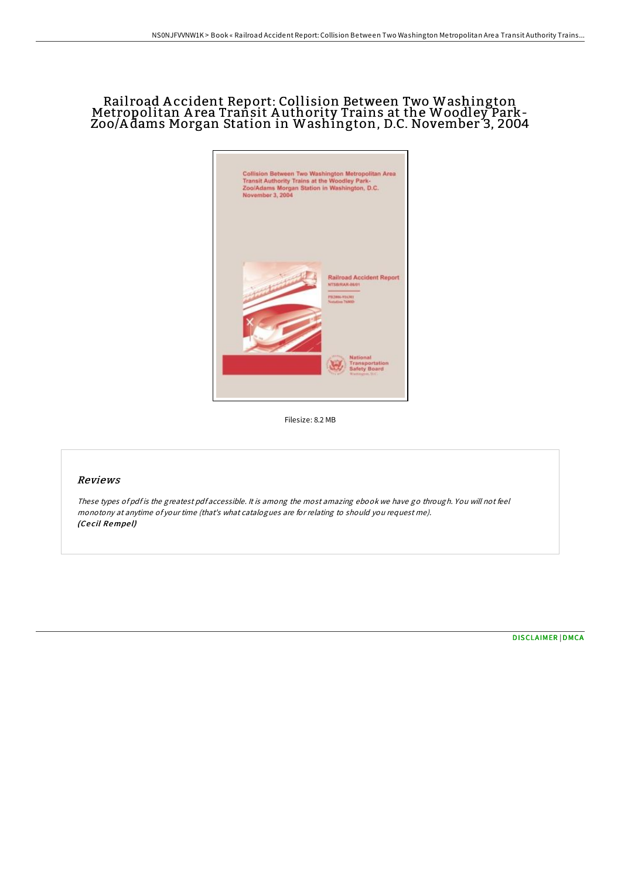# Railroad Accident Report: Collision Between Two Washington Metropolitan Area Transit Authority Trains at the Woodley Park-Zoo/Adams Morgan Station in Washington, D.C. November 3, 2004

Filesize: 8.2 MB

## Reviews

*These types of pdf is the greatest pdf accessible. It is among the most amazing ebook we have go through. You will not feel monotony at anytime of your time (that's what catalogues are for relating to should you request me).*
***(Cecil Rempel)***

DISCLAIMER | DMCA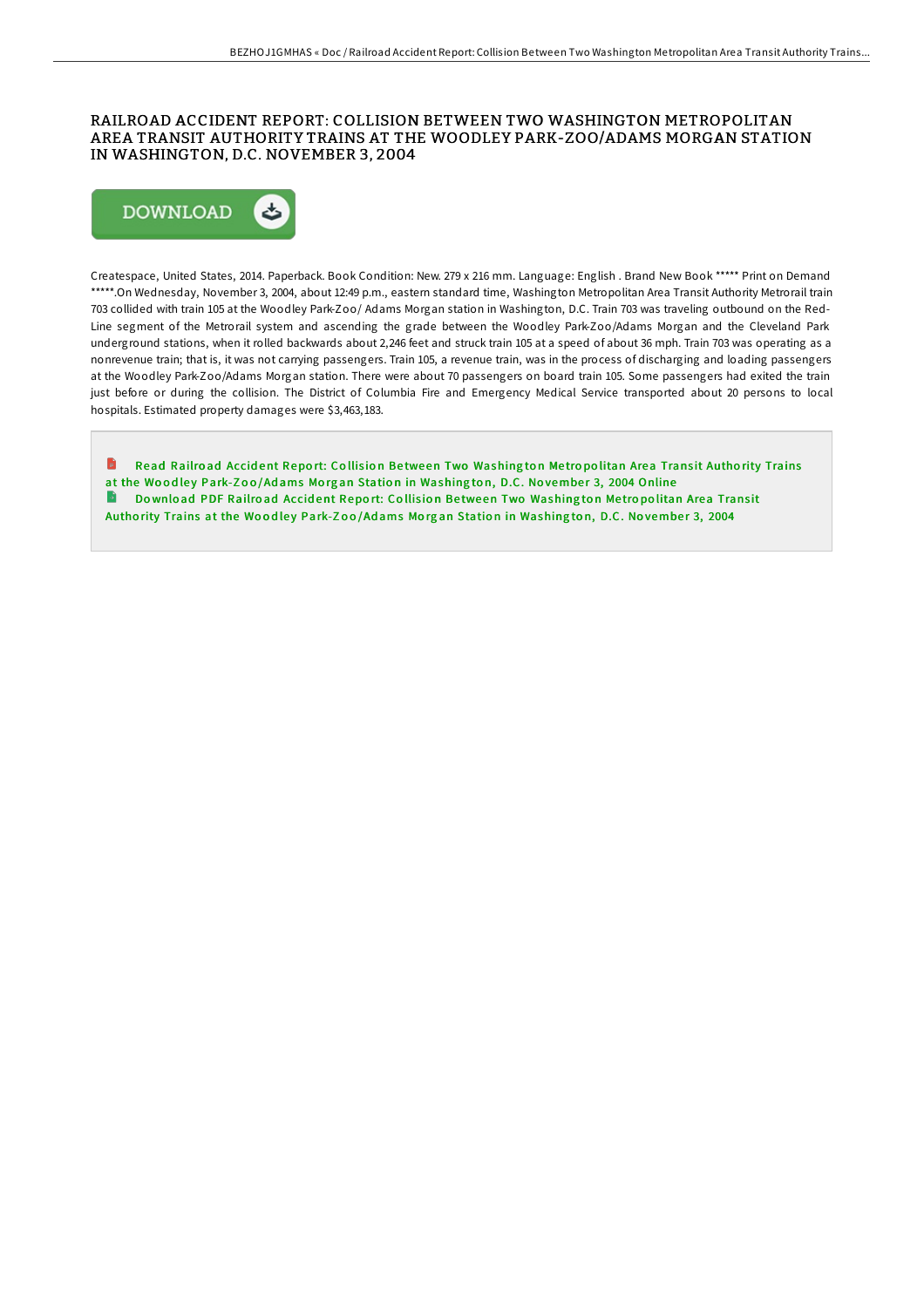# RAILROAD ACCIDENT REPORT: COLLISION BETWEEN TWO WASHINGTON METROPOLITAN AREA TRANSIT AUTHORITY TRAINS AT THE WOODLEY PARK-ZOO/ADAMS MORGAN STATION IN WASHINGTON, D.C. NOVEMBER 3, 2004

Createspace, United States, 2014. Paperback. Book Condition: New. 279 x 216 mm. Language: English . Brand New Book ***** Print on Demand *****.On Wednesday, November 3, 2004, about 12:49 p.m., eastern standard time, Washington Metropolitan Area Transit Authority Metrorail train 703 collided with train 105 at the Woodley Park-Zoo/ Adams Morgan station in Washington, D.C. Train 703 was traveling outbound on the Red-Line segment of the Metrorail system and ascending the grade between the Woodley Park-Zoo/Adams Morgan and the Cleveland Park underground stations, when it rolled backwards about 2,246 feet and struck train 105 at a speed of about 36 mph. Train 703 was operating as a nonrevenue train; that is, it was not carrying passengers. Train 105, a revenue train, was in the process of discharging and loading passengers at the Woodley Park-Zoo/Adams Morgan station. There were about 70 passengers on board train 105. Some passengers had exited the train just before or during the collision. The District of Columbia Fire and Emergency Medical Service transported about 20 persons to local hospitals. Estimated property damages were $3,463,183.

Read Railroad Accident Report: Collision Between Two Washington Metropolitan Area Transit Authority Trains at the Woodley Park-Zoo/Adams Morgan Station in Washington, D.C. November 3, 2004 Online

Download PDF Railroad Accident Report: Collision Between Two Washington Metropolitan Area Transit Authority Trains at the Woodley Park-Zoo/Adams Morgan Station in Washington, D.C. November 3, 2004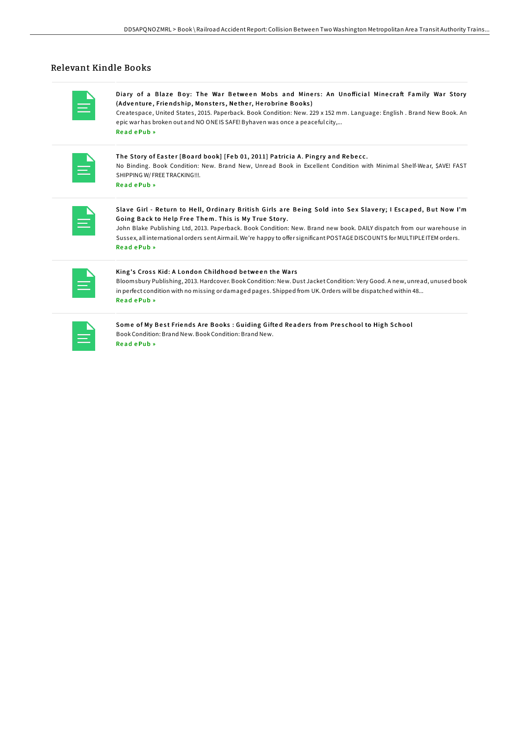## Relevant Kindle Books

**Diary of a Blaze Boy: The War Between Mobs and Miners: An Unofficial Minecraft Family War Story (Adventure, Friendship, Monsters, Nether, Herobrine Books)**

Createspace, United States, 2015. Paperback. Book Condition: New. 229 x 152 mm. Language: English . Brand New Book. An epic war has broken out and NO ONE IS SAFE! Byhaven was once a peaceful city,...

Read ePub »

**The Story of Easter [Board book] [Feb 01, 2011] Patricia A. Pingry and Rebecc.**

No Binding. Book Condition: New. Brand New, Unread Book in Excellent Condition with Minimal Shelf-Wear, $AVE! FAST SHIPPING W/ FREE TRACKING!!!.

Read ePub »

**Slave Girl - Return to Hell, Ordinary British Girls are Being Sold into Sex Slavery; I Escaped, But Now I'm Going Back to Help Free Them. This is My True Story.**

John Blake Publishing Ltd, 2013. Paperback. Book Condition: New. Brand new book. DAILY dispatch from our warehouse in Sussex, all international orders sent Airmail. We're happy to offer significant POSTAGE DISCOUNTS for MULTIPLE ITEM orders.

Read ePub »

**King's Cross Kid: A London Childhood between the Wars**

Bloomsbury Publishing, 2013. Hardcover. Book Condition: New. Dust Jacket Condition: Very Good. A new, unread, unused book in perfect condition with no missing or damaged pages. Shipped from UK. Orders will be dispatched within 48...

Read ePub »

**Some of My Best Friends Are Books : Guiding Gifted Readers from Preschool to High School**

Book Condition: Brand New. Book Condition: Brand New.

Read ePub »